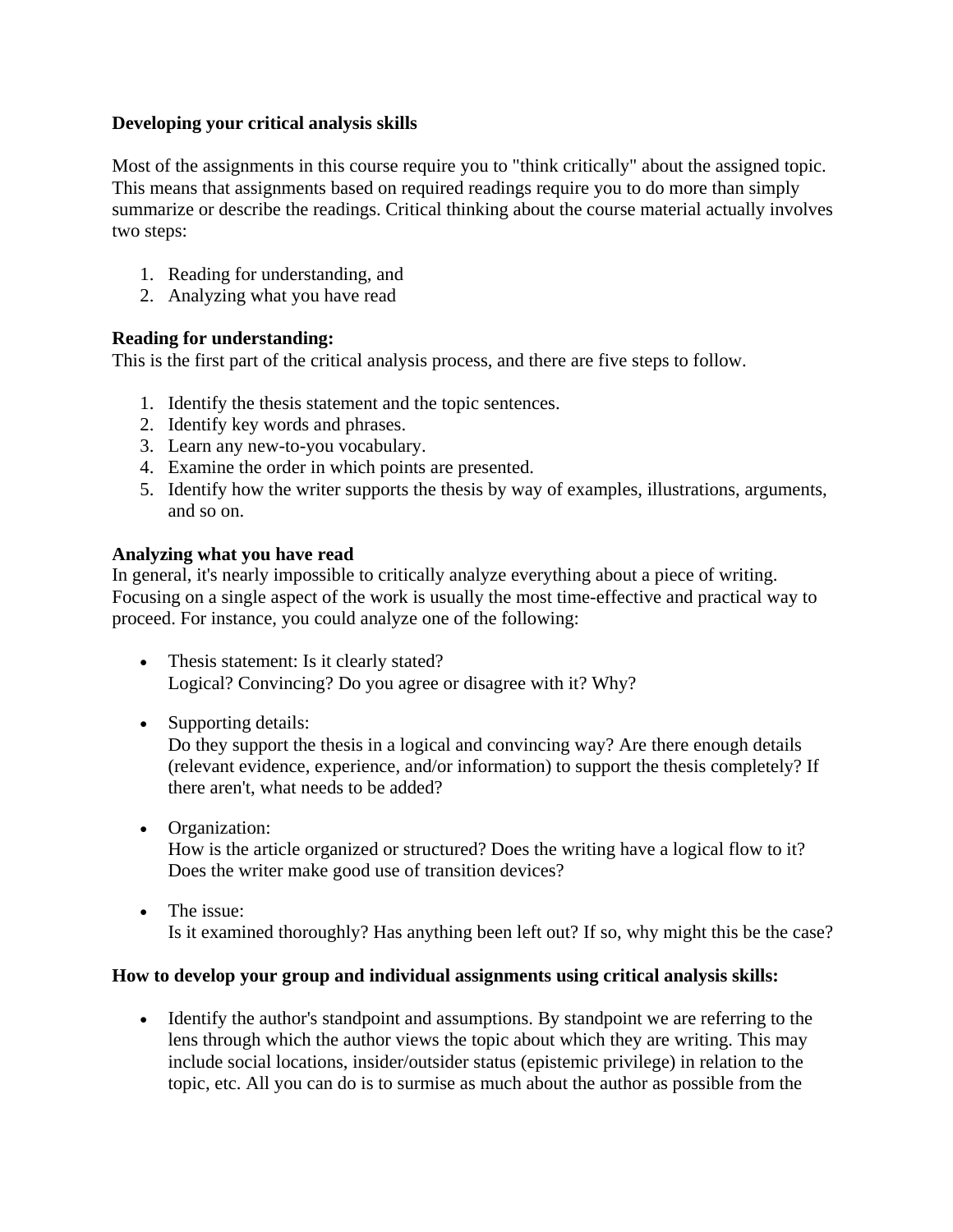**Developing your critical analysis skills**

Most of the assignments in this course require you to "think critically" about the assigned topic. This means that assignments based on required readings require you to do more than simply summarize or describe the readings. Critical thinking about the course material actually involves two steps:

1. Reading for understanding, and
2. Analyzing what you have read

**Reading for understanding:**
This is the first part of the critical analysis process, and there are five steps to follow.

1. Identify the thesis statement and the topic sentences.
2. Identify key words and phrases.
3. Learn any new-to-you vocabulary.
4. Examine the order in which points are presented.
5. Identify how the writer supports the thesis by way of examples, illustrations, arguments, and so on.

**Analyzing what you have read**
In general, it's nearly impossible to critically analyze everything about a piece of writing. Focusing on a single aspect of the work is usually the most time-effective and practical way to proceed. For instance, you could analyze one of the following:

- Thesis statement: Is it clearly stated?
  Logical? Convincing? Do you agree or disagree with it? Why?

- Supporting details:
  Do they support the thesis in a logical and convincing way? Are there enough details (relevant evidence, experience, and/or information) to support the thesis completely? If there aren't, what needs to be added?

- Organization:
  How is the article organized or structured? Does the writing have a logical flow to it? Does the writer make good use of transition devices?

- The issue:
  Is it examined thoroughly? Has anything been left out? If so, why might this be the case?

**How to develop your group and individual assignments using critical analysis skills:**

- Identify the author's standpoint and assumptions. By standpoint we are referring to the lens through which the author views the topic about which they are writing. This may include social locations, insider/outsider status (epistemic privilege) in relation to the topic, etc. All you can do is to surmise as much about the author as possible from the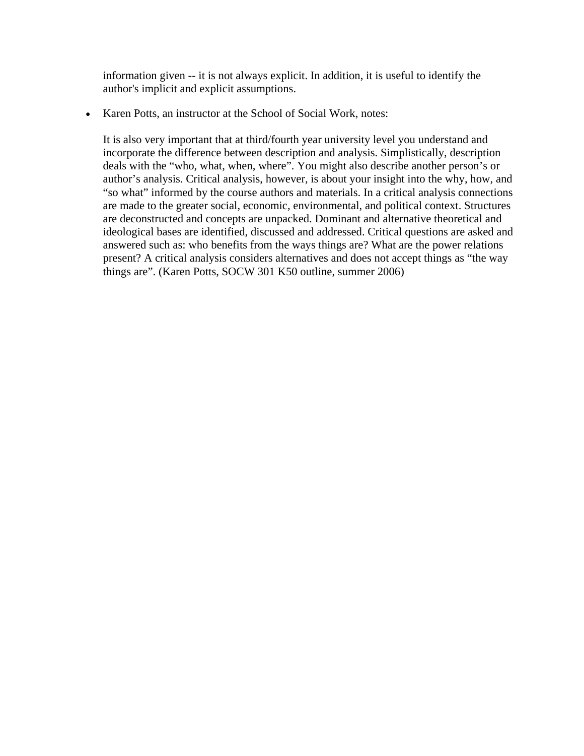information given -- it is not always explicit. In addition, it is useful to identify the author's implicit and explicit assumptions.

- Karen Potts, an instructor at the School of Social Work, notes:

  It is also very important that at third/fourth year university level you understand and incorporate the difference between description and analysis. Simplistically, description deals with the "who, what, when, where". You might also describe another person's or author's analysis. Critical analysis, however, is about your insight into the why, how, and "so what" informed by the course authors and materials. In a critical analysis connections are made to the greater social, economic, environmental, and political context. Structures are deconstructed and concepts are unpacked. Dominant and alternative theoretical and ideological bases are identified, discussed and addressed. Critical questions are asked and answered such as: who benefits from the ways things are? What are the power relations present? A critical analysis considers alternatives and does not accept things as "the way things are". (Karen Potts, SOCW 301 K50 outline, summer 2006)